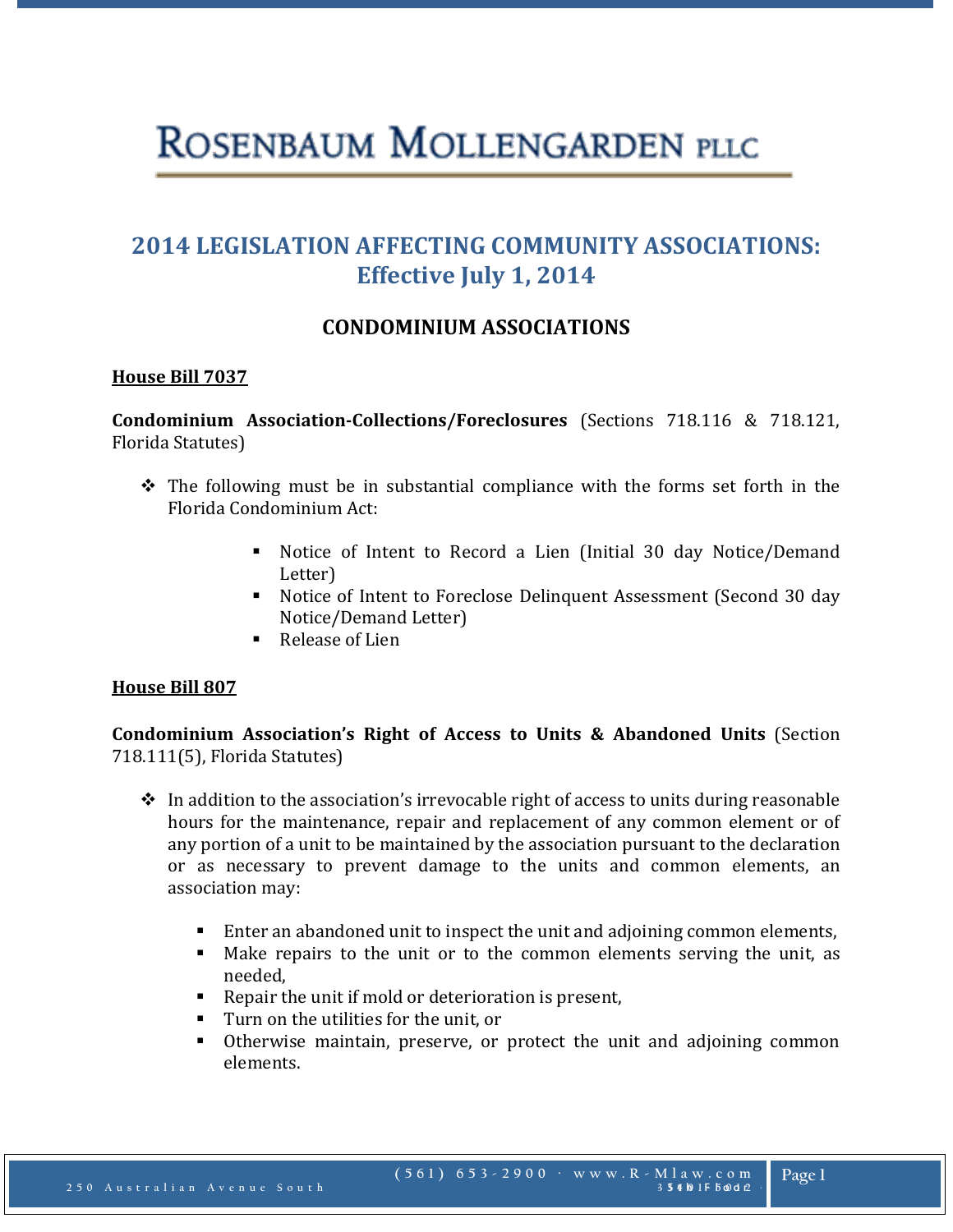# ROSENBAUM MOLLENGARDEN PLLC

## 2014 LEGISLATION AFFECTING COMMUNITY ASSOCIATIONS: Effective July 1, 2014

### CONDOMINIUM ASSOCIATIONS

**House Bill 7037**

**Condominium Association-Collections/Foreclosures** (Sections 718.116 & 718.121, Florida Statutes)

- The following must be in substantial compliance with the forms set forth in the Florida Condominium Act:
  - Notice of Intent to Record a Lien (Initial 30 day Notice/Demand Letter)
  - Notice of Intent to Foreclose Delinquent Assessment (Second 30 day Notice/Demand Letter)
  - Release of Lien

**House Bill 807**

**Condominium Association's Right of Access to Units & Abandoned Units** (Section 718.111(5), Florida Statutes)

- In addition to the association's irrevocable right of access to units during reasonable hours for the maintenance, repair and replacement of any common element or of any portion of a unit to be maintained by the association pursuant to the declaration or as necessary to prevent damage to the units and common elements, an association may:
  - Enter an abandoned unit to inspect the unit and adjoining common elements,
  - Make repairs to the unit or to the common elements serving the unit, as needed,
  - Repair the unit if mold or deterioration is present,
  - Turn on the utilities for the unit, or
  - Otherwise maintain, preserve, or protect the unit and adjoining common elements.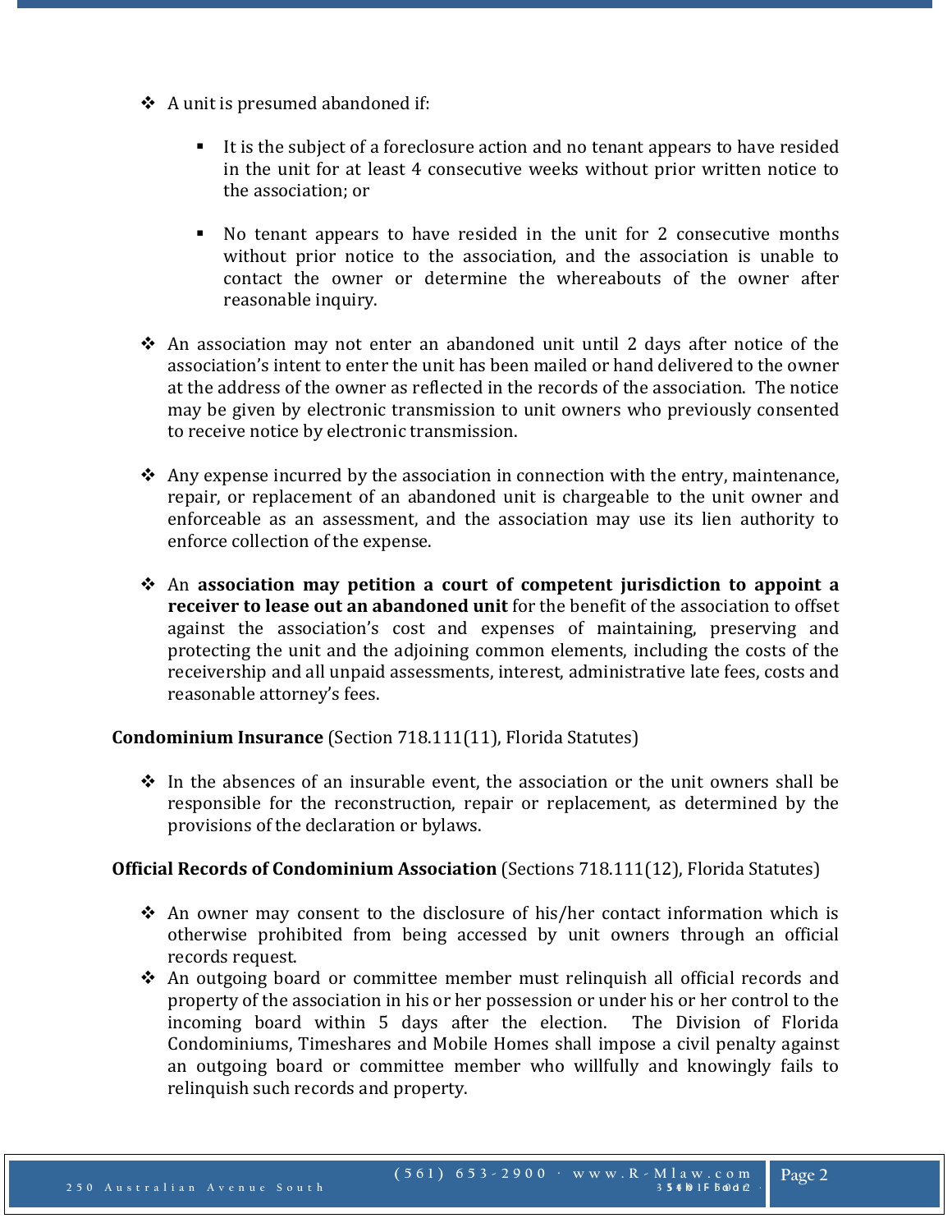- A unit is presumed abandoned if:
  - It is the subject of a foreclosure action and no tenant appears to have resided in the unit for at least 4 consecutive weeks without prior written notice to the association; or
  - No tenant appears to have resided in the unit for 2 consecutive months without prior notice to the association, and the association is unable to contact the owner or determine the whereabouts of the owner after reasonable inquiry.
- An association may not enter an abandoned unit until 2 days after notice of the association's intent to enter the unit has been mailed or hand delivered to the owner at the address of the owner as reflected in the records of the association. The notice may be given by electronic transmission to unit owners who previously consented to receive notice by electronic transmission.
- Any expense incurred by the association in connection with the entry, maintenance, repair, or replacement of an abandoned unit is chargeable to the unit owner and enforceable as an assessment, and the association may use its lien authority to enforce collection of the expense.
- An **association may petition a court of competent jurisdiction to appoint a receiver to lease out an abandoned unit** for the benefit of the association to offset against the association's cost and expenses of maintaining, preserving and protecting the unit and the adjoining common elements, including the costs of the receivership and all unpaid assessments, interest, administrative late fees, costs and reasonable attorney's fees.

**Condominium Insurance** (Section 718.111(11), Florida Statutes)

- In the absences of an insurable event, the association or the unit owners shall be responsible for the reconstruction, repair or replacement, as determined by the provisions of the declaration or bylaws.

**Official Records of Condominium Association** (Sections 718.111(12), Florida Statutes)

- An owner may consent to the disclosure of his/her contact information which is otherwise prohibited from being accessed by unit owners through an official records request.
- An outgoing board or committee member must relinquish all official records and property of the association in his or her possession or under his or her control to the incoming board within 5 days after the election. The Division of Florida Condominiums, Timeshares and Mobile Homes shall impose a civil penalty against an outgoing board or committee member who willfully and knowingly fails to relinquish such records and property.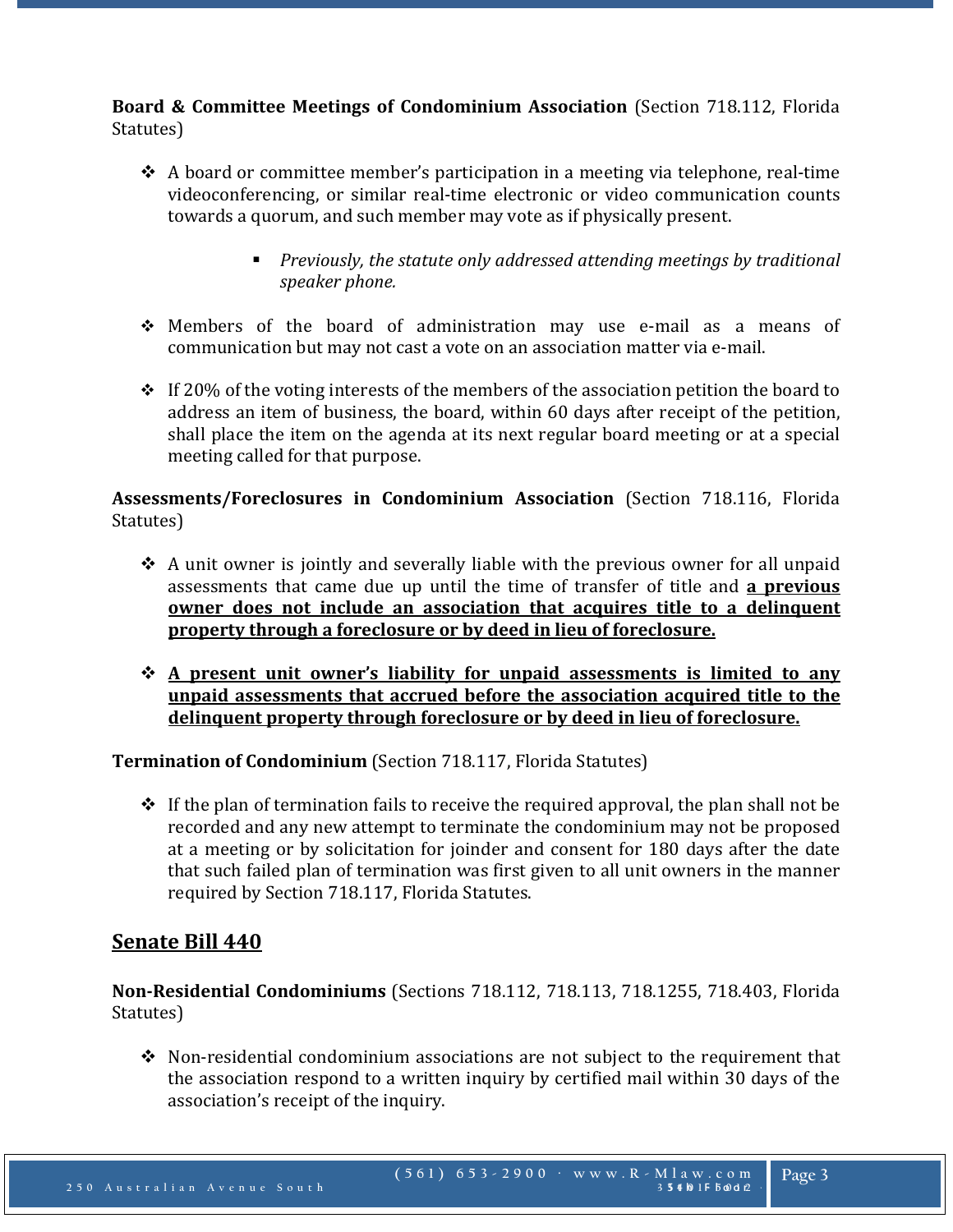**Board & Committee Meetings of Condominium Association** (Section 718.112, Florida Statutes)

- A board or committee member's participation in a meeting via telephone, real-time videoconferencing, or similar real-time electronic or video communication counts towards a quorum, and such member may vote as if physically present.
  - *Previously, the statute only addressed attending meetings by traditional speaker phone.*

- Members of the board of administration may use e-mail as a means of communication but may not cast a vote on an association matter via e-mail.

- If 20% of the voting interests of the members of the association petition the board to address an item of business, the board, within 60 days after receipt of the petition, shall place the item on the agenda at its next regular board meeting or at a special meeting called for that purpose.

**Assessments/Foreclosures in Condominium Association** (Section 718.116, Florida Statutes)

- A unit owner is jointly and severally liable with the previous owner for all unpaid assessments that came due up until the time of transfer of title and **a previous owner does not include an association that acquires title to a delinquent property through a foreclosure or by deed in lieu of foreclosure.**

- **A present unit owner's liability for unpaid assessments is limited to any unpaid assessments that accrued before the association acquired title to the delinquent property through foreclosure or by deed in lieu of foreclosure.**

**Termination of Condominium** (Section 718.117, Florida Statutes)

- If the plan of termination fails to receive the required approval, the plan shall not be recorded and any new attempt to terminate the condominium may not be proposed at a meeting or by solicitation for joinder and consent for 180 days after the date that such failed plan of termination was first given to all unit owners in the manner required by Section 718.117, Florida Statutes.

## Senate Bill 440

**Non-Residential Condominiums** (Sections 718.112, 718.113, 718.1255, 718.403, Florida Statutes)

- Non-residential condominium associations are not subject to the requirement that the association respond to a written inquiry by certified mail within 30 days of the association's receipt of the inquiry.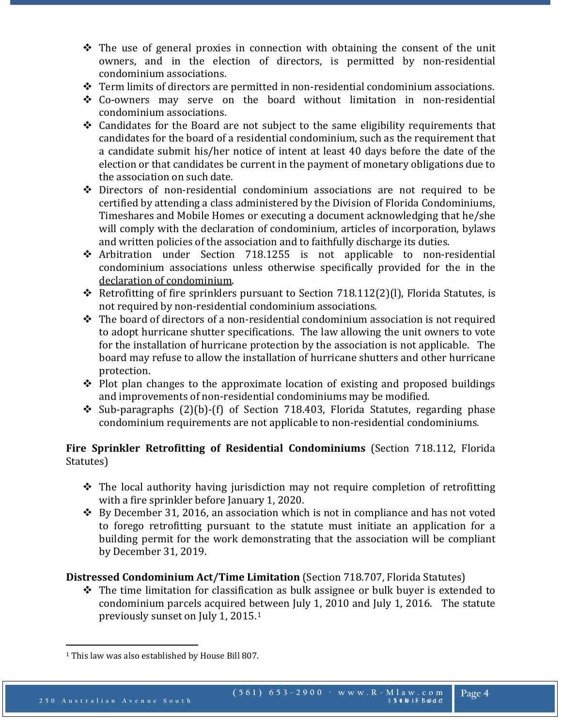- The use of general proxies in connection with obtaining the consent of the unit owners, and in the election of directors, is permitted by non-residential condominium associations.
- Term limits of directors are permitted in non-residential condominium associations.
- Co-owners may serve on the board without limitation in non-residential condominium associations.
- Candidates for the Board are not subject to the same eligibility requirements that candidates for the board of a residential condominium, such as the requirement that a candidate submit his/her notice of intent at least 40 days before the date of the election or that candidates be current in the payment of monetary obligations due to the association on such date.
- Directors of non-residential condominium associations are not required to be certified by attending a class administered by the Division of Florida Condominiums, Timeshares and Mobile Homes or executing a document acknowledging that he/she will comply with the declaration of condominium, articles of incorporation, bylaws and written policies of the association and to faithfully discharge its duties.
- Arbitration under Section 718.1255 is not applicable to non-residential condominium associations unless otherwise specifically provided for the in the declaration of condominium.
- Retrofitting of fire sprinklers pursuant to Section 718.112(2)(l), Florida Statutes, is not required by non-residential condominium associations.
- The board of directors of a non-residential condominium association is not required to adopt hurricane shutter specifications. The law allowing the unit owners to vote for the installation of hurricane protection by the association is not applicable. The board may refuse to allow the installation of hurricane shutters and other hurricane protection.
- Plot plan changes to the approximate location of existing and proposed buildings and improvements of non-residential condominiums may be modified.
- Sub-paragraphs (2)(b)-(f) of Section 718.403, Florida Statutes, regarding phase condominium requirements are not applicable to non-residential condominiums.

**Fire Sprinkler Retrofitting of Residential Condominiums** (Section 718.112, Florida Statutes)

- The local authority having jurisdiction may not require completion of retrofitting with a fire sprinkler before January 1, 2020.
- By December 31, 2016, an association which is not in compliance and has not voted to forego retrofitting pursuant to the statute must initiate an application for a building permit for the work demonstrating that the association will be compliant by December 31, 2019.

**Distressed Condominium Act/Time Limitation** (Section 718.707, Florida Statutes)

- The time limitation for classification as bulk assignee or bulk buyer is extended to condominium parcels acquired between July 1, 2010 and July 1, 2016. The statute previously sunset on July 1, 2015.[1]

[1] This law was also established by House Bill 807.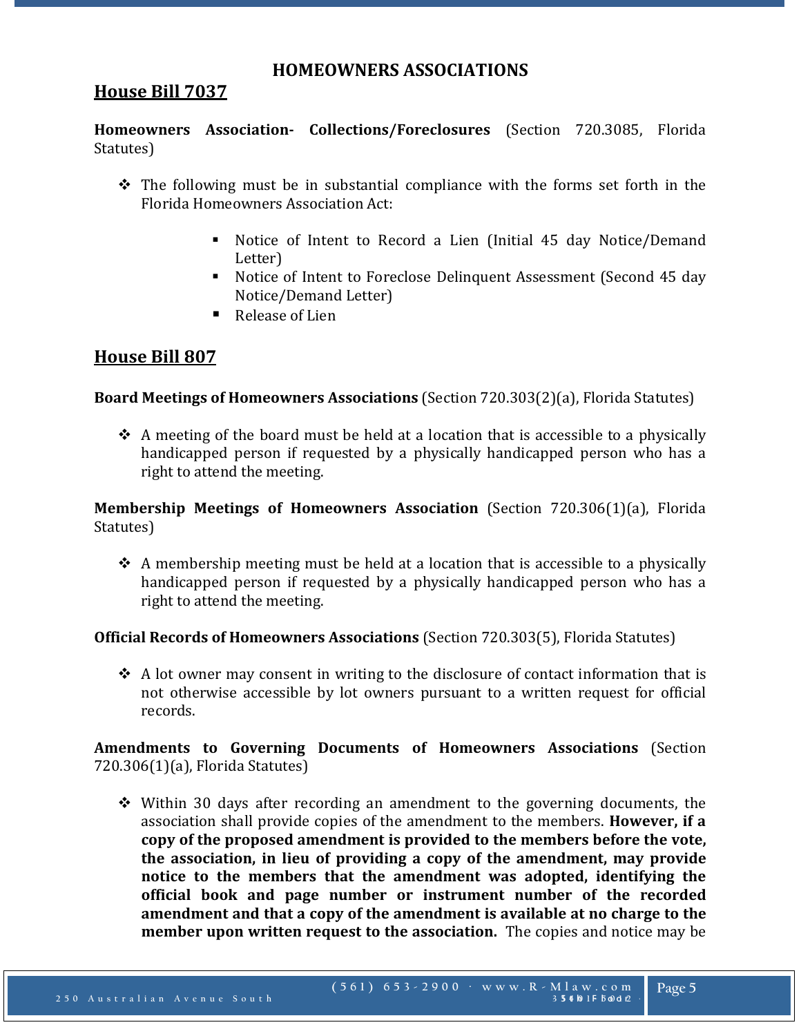# HOMEOWNERS ASSOCIATIONS

## House Bill 7037

**Homeowners Association- Collections/Foreclosures** (Section 720.3085, Florida Statutes)

- The following must be in substantial compliance with the forms set forth in the Florida Homeowners Association Act:
  - Notice of Intent to Record a Lien (Initial 45 day Notice/Demand Letter)
  - Notice of Intent to Foreclose Delinquent Assessment (Second 45 day Notice/Demand Letter)
  - Release of Lien

## House Bill 807

**Board Meetings of Homeowners Associations** (Section 720.303(2)(a), Florida Statutes)

- A meeting of the board must be held at a location that is accessible to a physically handicapped person if requested by a physically handicapped person who has a right to attend the meeting.

**Membership Meetings of Homeowners Association** (Section 720.306(1)(a), Florida Statutes)

- A membership meeting must be held at a location that is accessible to a physically handicapped person if requested by a physically handicapped person who has a right to attend the meeting.

**Official Records of Homeowners Associations** (Section 720.303(5), Florida Statutes)

- A lot owner may consent in writing to the disclosure of contact information that is not otherwise accessible by lot owners pursuant to a written request for official records.

**Amendments to Governing Documents of Homeowners Associations** (Section 720.306(1)(a), Florida Statutes)

- Within 30 days after recording an amendment to the governing documents, the association shall provide copies of the amendment to the members. **However, if a copy of the proposed amendment is provided to the members before the vote, the association, in lieu of providing a copy of the amendment, may provide notice to the members that the amendment was adopted, identifying the official book and page number or instrument number of the recorded amendment and that a copy of the amendment is available at no charge to the member upon written request to the association.** The copies and notice may be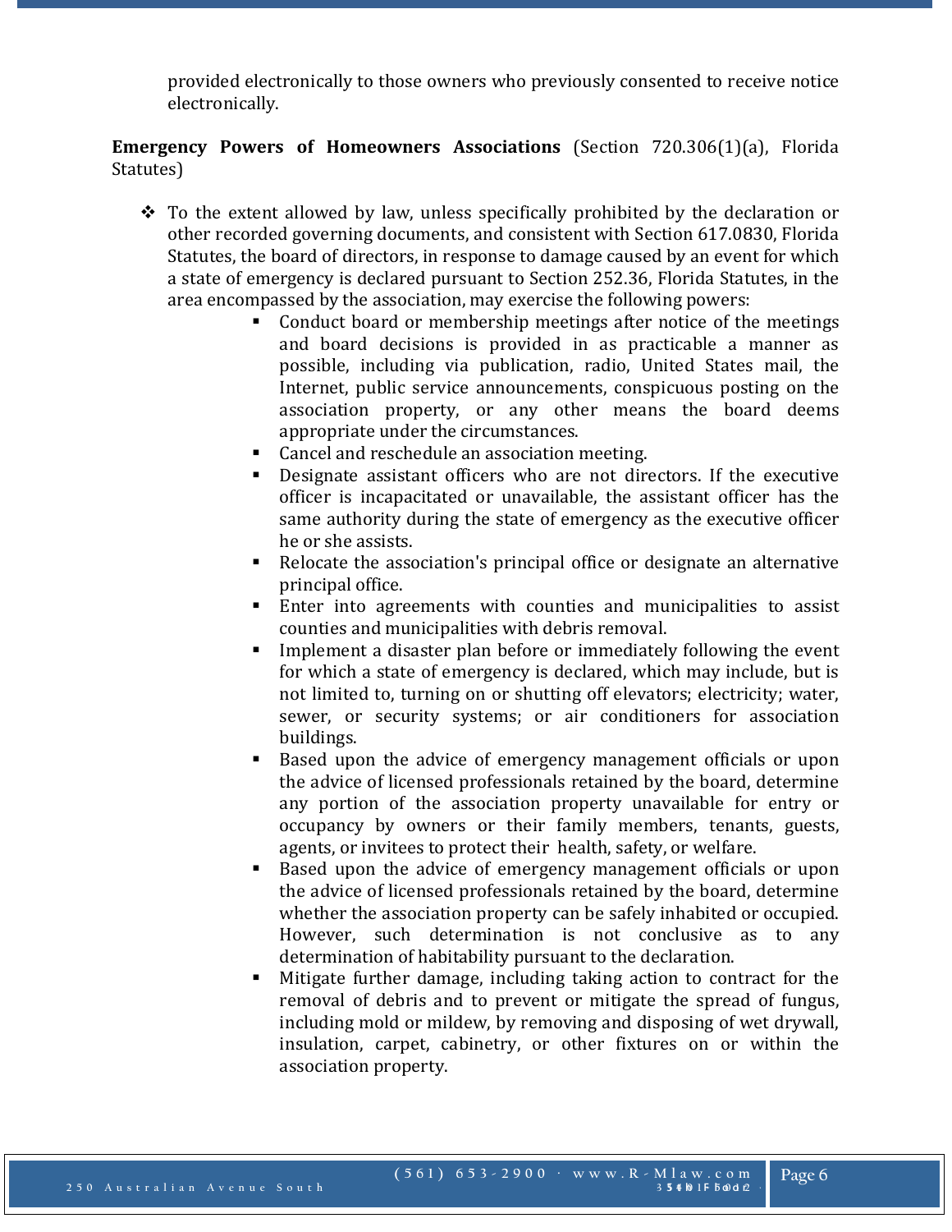provided electronically to those owners who previously consented to receive notice electronically.

**Emergency Powers of Homeowners Associations** (Section 720.306(1)(a), Florida Statutes)

- To the extent allowed by law, unless specifically prohibited by the declaration or other recorded governing documents, and consistent with Section 617.0830, Florida Statutes, the board of directors, in response to damage caused by an event for which a state of emergency is declared pursuant to Section 252.36, Florida Statutes, in the area encompassed by the association, may exercise the following powers:
    - Conduct board or membership meetings after notice of the meetings and board decisions is provided in as practicable a manner as possible, including via publication, radio, United States mail, the Internet, public service announcements, conspicuous posting on the association property, or any other means the board deems appropriate under the circumstances.
    - Cancel and reschedule an association meeting.
    - Designate assistant officers who are not directors. If the executive officer is incapacitated or unavailable, the assistant officer has the same authority during the state of emergency as the executive officer he or she assists.
    - Relocate the association's principal office or designate an alternative principal office.
    - Enter into agreements with counties and municipalities to assist counties and municipalities with debris removal.
    - Implement a disaster plan before or immediately following the event for which a state of emergency is declared, which may include, but is not limited to, turning on or shutting off elevators; electricity; water, sewer, or security systems; or air conditioners for association buildings.
    - Based upon the advice of emergency management officials or upon the advice of licensed professionals retained by the board, determine any portion of the association property unavailable for entry or occupancy by owners or their family members, tenants, guests, agents, or invitees to protect their health, safety, or welfare.
    - Based upon the advice of emergency management officials or upon the advice of licensed professionals retained by the board, determine whether the association property can be safely inhabited or occupied. However, such determination is not conclusive as to any determination of habitability pursuant to the declaration.
    - Mitigate further damage, including taking action to contract for the removal of debris and to prevent or mitigate the spread of fungus, including mold or mildew, by removing and disposing of wet drywall, insulation, carpet, cabinetry, or other fixtures on or within the association property.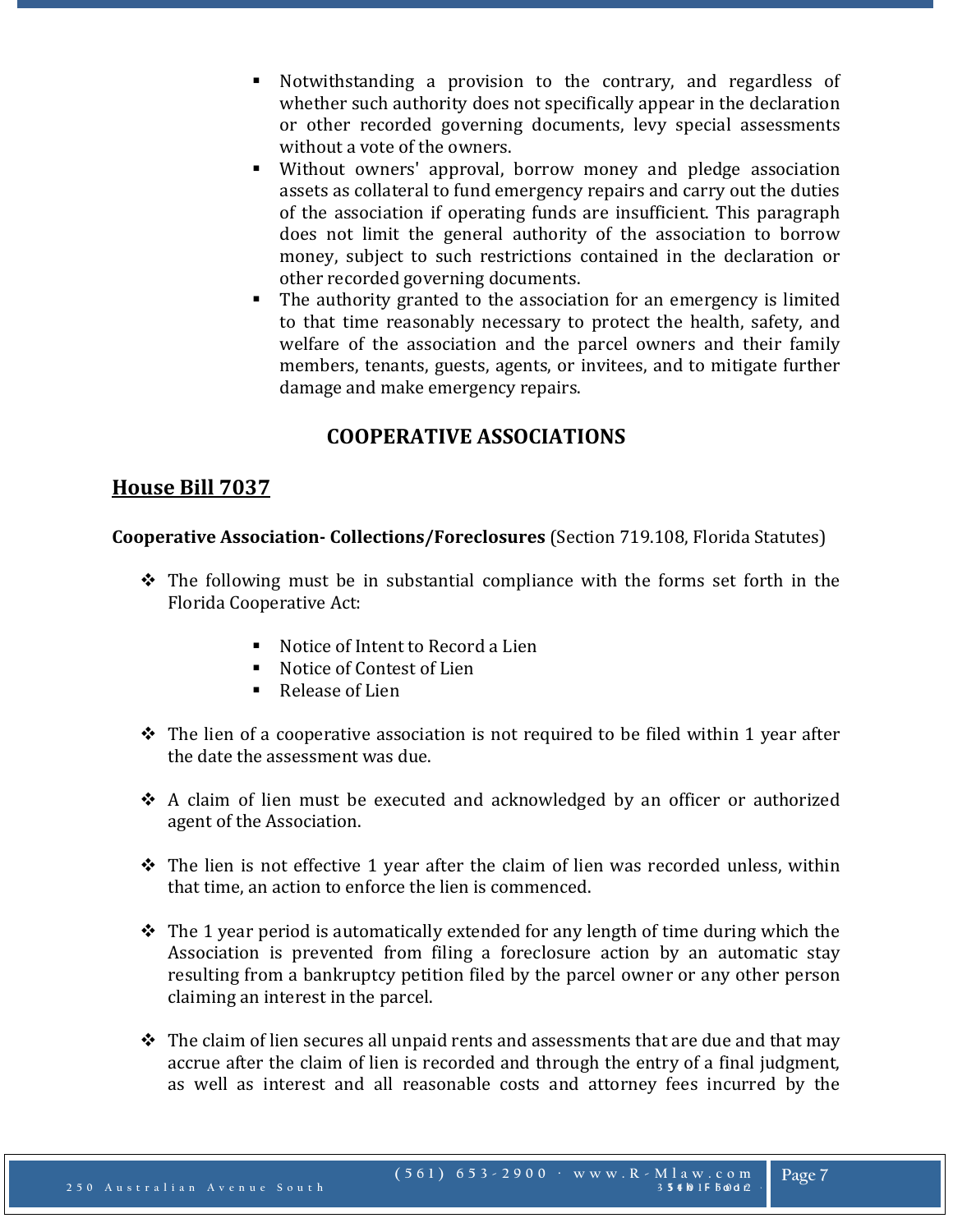- Notwithstanding a provision to the contrary, and regardless of whether such authority does not specifically appear in the declaration or other recorded governing documents, levy special assessments without a vote of the owners.
- Without owners' approval, borrow money and pledge association assets as collateral to fund emergency repairs and carry out the duties of the association if operating funds are insufficient. This paragraph does not limit the general authority of the association to borrow money, subject to such restrictions contained in the declaration or other recorded governing documents.
- The authority granted to the association for an emergency is limited to that time reasonably necessary to protect the health, safety, and welfare of the association and the parcel owners and their family members, tenants, guests, agents, or invitees, and to mitigate further damage and make emergency repairs.

## COOPERATIVE ASSOCIATIONS

### House Bill 7037

**Cooperative Association- Collections/Foreclosures** (Section 719.108, Florida Statutes)

- The following must be in substantial compliance with the forms set forth in the Florida Cooperative Act:
  - Notice of Intent to Record a Lien
  - Notice of Contest of Lien
  - Release of Lien
- The lien of a cooperative association is not required to be filed within 1 year after the date the assessment was due.
- A claim of lien must be executed and acknowledged by an officer or authorized agent of the Association.
- The lien is not effective 1 year after the claim of lien was recorded unless, within that time, an action to enforce the lien is commenced.
- The 1 year period is automatically extended for any length of time during which the Association is prevented from filing a foreclosure action by an automatic stay resulting from a bankruptcy petition filed by the parcel owner or any other person claiming an interest in the parcel.
- The claim of lien secures all unpaid rents and assessments that are due and that may accrue after the claim of lien is recorded and through the entry of a final judgment, as well as interest and all reasonable costs and attorney fees incurred by the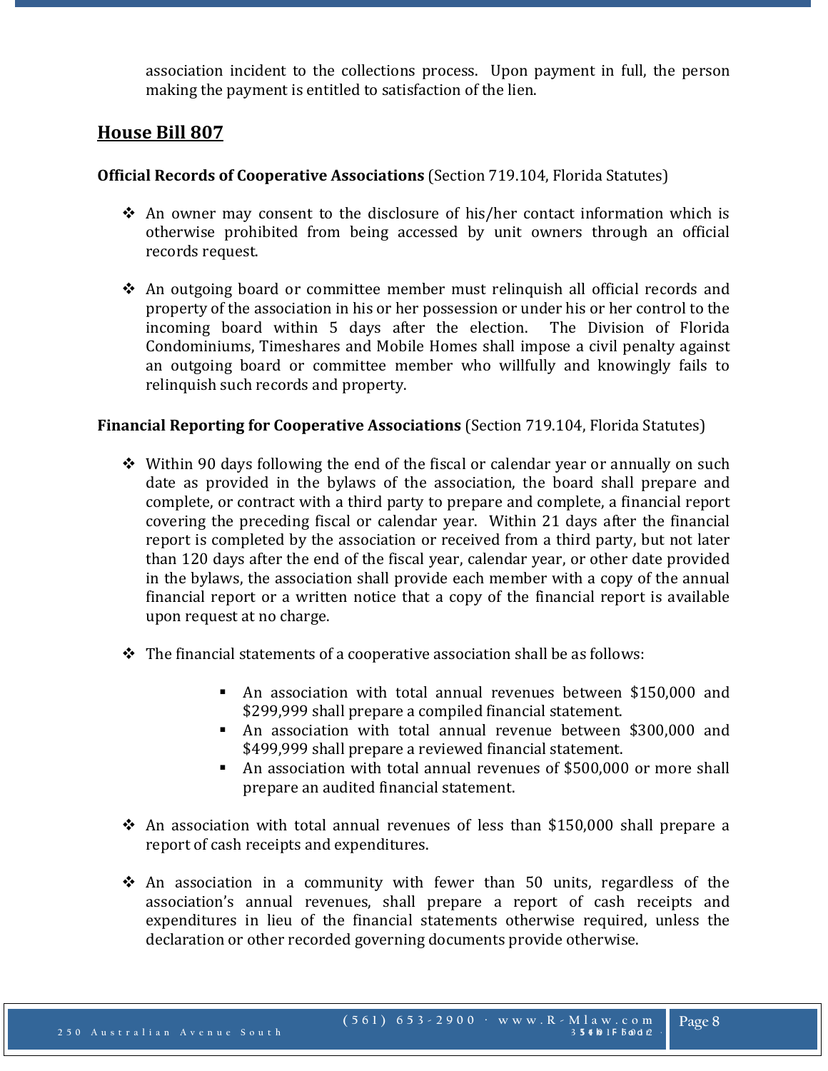association incident to the collections process. Upon payment in full, the person making the payment is entitled to satisfaction of the lien.

## House Bill 807

**Official Records of Cooperative Associations** (Section 719.104, Florida Statutes)

- An owner may consent to the disclosure of his/her contact information which is otherwise prohibited from being accessed by unit owners through an official records request.

- An outgoing board or committee member must relinquish all official records and property of the association in his or her possession or under his or her control to the incoming board within 5 days after the election. The Division of Florida Condominiums, Timeshares and Mobile Homes shall impose a civil penalty against an outgoing board or committee member who willfully and knowingly fails to relinquish such records and property.

**Financial Reporting for Cooperative Associations** (Section 719.104, Florida Statutes)

- Within 90 days following the end of the fiscal or calendar year or annually on such date as provided in the bylaws of the association, the board shall prepare and complete, or contract with a third party to prepare and complete, a financial report covering the preceding fiscal or calendar year. Within 21 days after the financial report is completed by the association or received from a third party, but not later than 120 days after the end of the fiscal year, calendar year, or other date provided in the bylaws, the association shall provide each member with a copy of the annual financial report or a written notice that a copy of the financial report is available upon request at no charge.

- The financial statements of a cooperative association shall be as follows:

  - An association with total annual revenues between $150,000 and $299,999 shall prepare a compiled financial statement.
  - An association with total annual revenue between $300,000 and $499,999 shall prepare a reviewed financial statement.
  - An association with total annual revenues of $500,000 or more shall prepare an audited financial statement.

- An association with total annual revenues of less than $150,000 shall prepare a report of cash receipts and expenditures.

- An association in a community with fewer than 50 units, regardless of the association's annual revenues, shall prepare a report of cash receipts and expenditures in lieu of the financial statements otherwise required, unless the declaration or other recorded governing documents provide otherwise.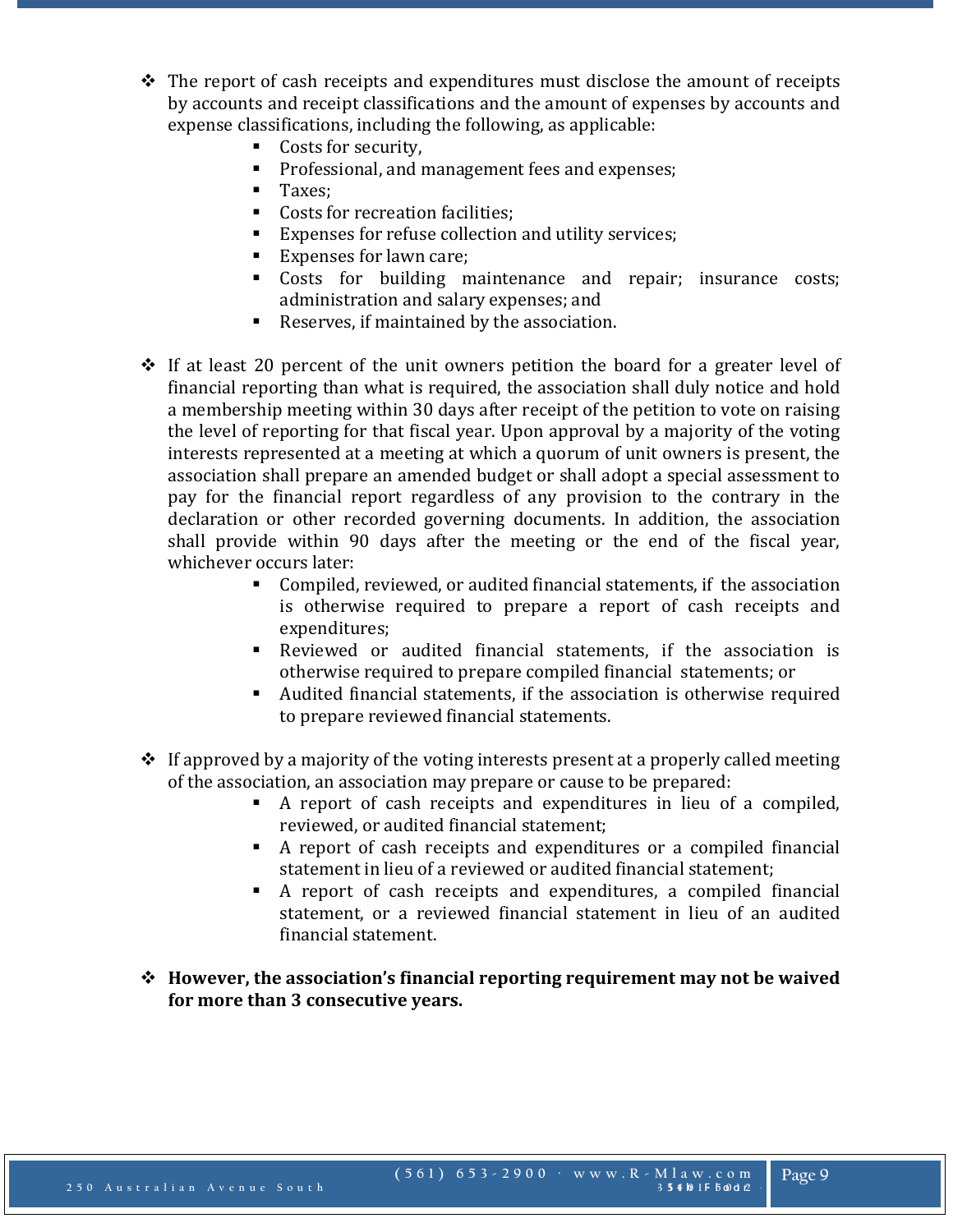- The report of cash receipts and expenditures must disclose the amount of receipts by accounts and receipt classifications and the amount of expenses by accounts and expense classifications, including the following, as applicable:
  - Costs for security,
  - Professional, and management fees and expenses;
  - Taxes;
  - Costs for recreation facilities;
  - Expenses for refuse collection and utility services;
  - Expenses for lawn care;
  - Costs for building maintenance and repair; insurance costs; administration and salary expenses; and
  - Reserves, if maintained by the association.

- If at least 20 percent of the unit owners petition the board for a greater level of financial reporting than what is required, the association shall duly notice and hold a membership meeting within 30 days after receipt of the petition to vote on raising the level of reporting for that fiscal year. Upon approval by a majority of the voting interests represented at a meeting at which a quorum of unit owners is present, the association shall prepare an amended budget or shall adopt a special assessment to pay for the financial report regardless of any provision to the contrary in the declaration or other recorded governing documents. In addition, the association shall provide within 90 days after the meeting or the end of the fiscal year, whichever occurs later:
  - Compiled, reviewed, or audited financial statements, if the association is otherwise required to prepare a report of cash receipts and expenditures;
  - Reviewed or audited financial statements, if the association is otherwise required to prepare compiled financial statements; or
  - Audited financial statements, if the association is otherwise required to prepare reviewed financial statements.

- If approved by a majority of the voting interests present at a properly called meeting of the association, an association may prepare or cause to be prepared:
  - A report of cash receipts and expenditures in lieu of a compiled, reviewed, or audited financial statement;
  - A report of cash receipts and expenditures or a compiled financial statement in lieu of a reviewed or audited financial statement;
  - A report of cash receipts and expenditures, a compiled financial statement, or a reviewed financial statement in lieu of an audited financial statement.

- **However, the association's financial reporting requirement may not be waived for more than 3 consecutive years.**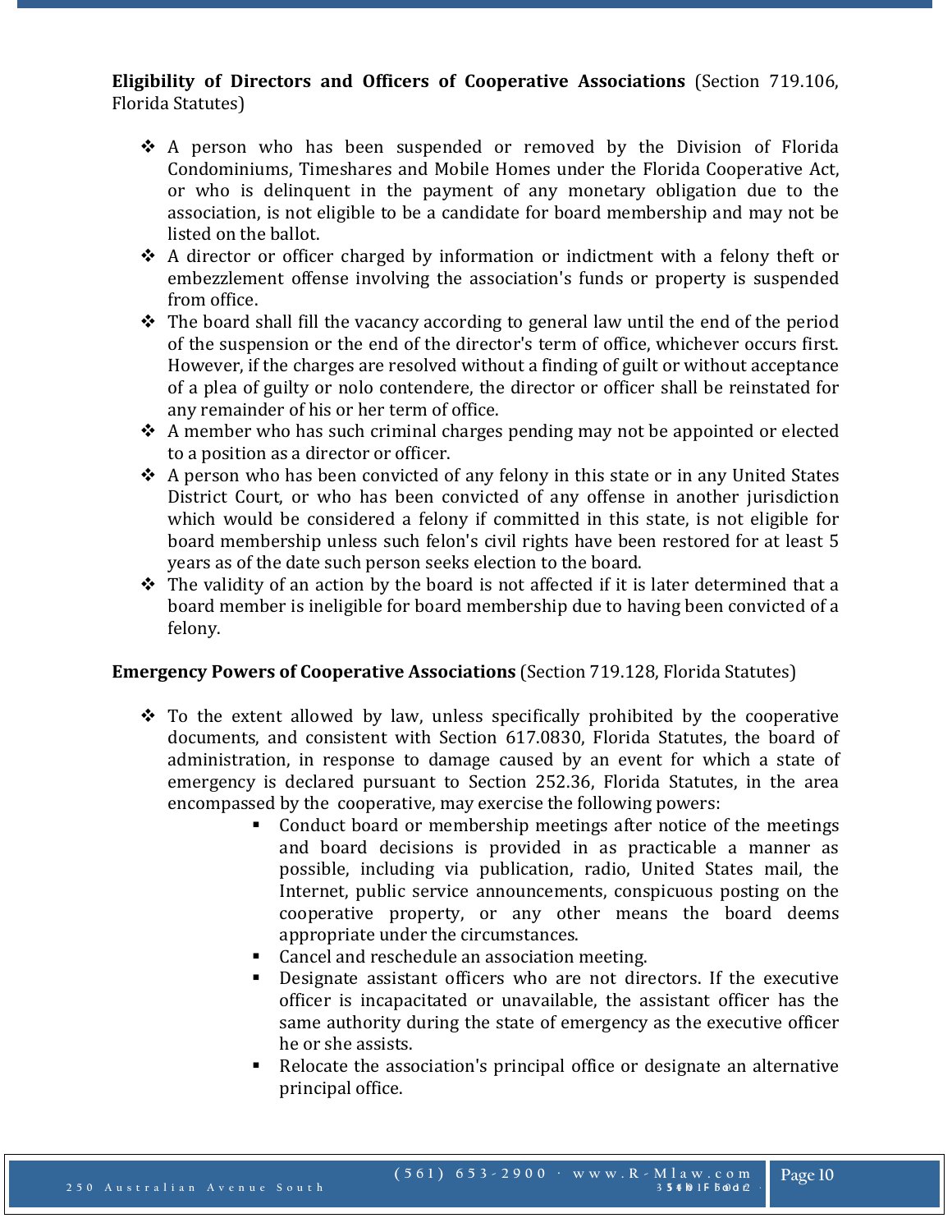**Eligibility of Directors and Officers of Cooperative Associations** (Section 719.106, Florida Statutes)

- A person who has been suspended or removed by the Division of Florida Condominiums, Timeshares and Mobile Homes under the Florida Cooperative Act, or who is delinquent in the payment of any monetary obligation due to the association, is not eligible to be a candidate for board membership and may not be listed on the ballot.
- A director or officer charged by information or indictment with a felony theft or embezzlement offense involving the association's funds or property is suspended from office.
- The board shall fill the vacancy according to general law until the end of the period of the suspension or the end of the director's term of office, whichever occurs first. However, if the charges are resolved without a finding of guilt or without acceptance of a plea of guilty or nolo contendere, the director or officer shall be reinstated for any remainder of his or her term of office.
- A member who has such criminal charges pending may not be appointed or elected to a position as a director or officer.
- A person who has been convicted of any felony in this state or in any United States District Court, or who has been convicted of any offense in another jurisdiction which would be considered a felony if committed in this state, is not eligible for board membership unless such felon's civil rights have been restored for at least 5 years as of the date such person seeks election to the board.
- The validity of an action by the board is not affected if it is later determined that a board member is ineligible for board membership due to having been convicted of a felony.

**Emergency Powers of Cooperative Associations** (Section 719.128, Florida Statutes)

- To the extent allowed by law, unless specifically prohibited by the cooperative documents, and consistent with Section 617.0830, Florida Statutes, the board of administration, in response to damage caused by an event for which a state of emergency is declared pursuant to Section 252.36, Florida Statutes, in the area encompassed by the cooperative, may exercise the following powers:
  - Conduct board or membership meetings after notice of the meetings and board decisions is provided in as practicable a manner as possible, including via publication, radio, United States mail, the Internet, public service announcements, conspicuous posting on the cooperative property, or any other means the board deems appropriate under the circumstances.
  - Cancel and reschedule an association meeting.
  - Designate assistant officers who are not directors. If the executive officer is incapacitated or unavailable, the assistant officer has the same authority during the state of emergency as the executive officer he or she assists.
  - Relocate the association's principal office or designate an alternative principal office.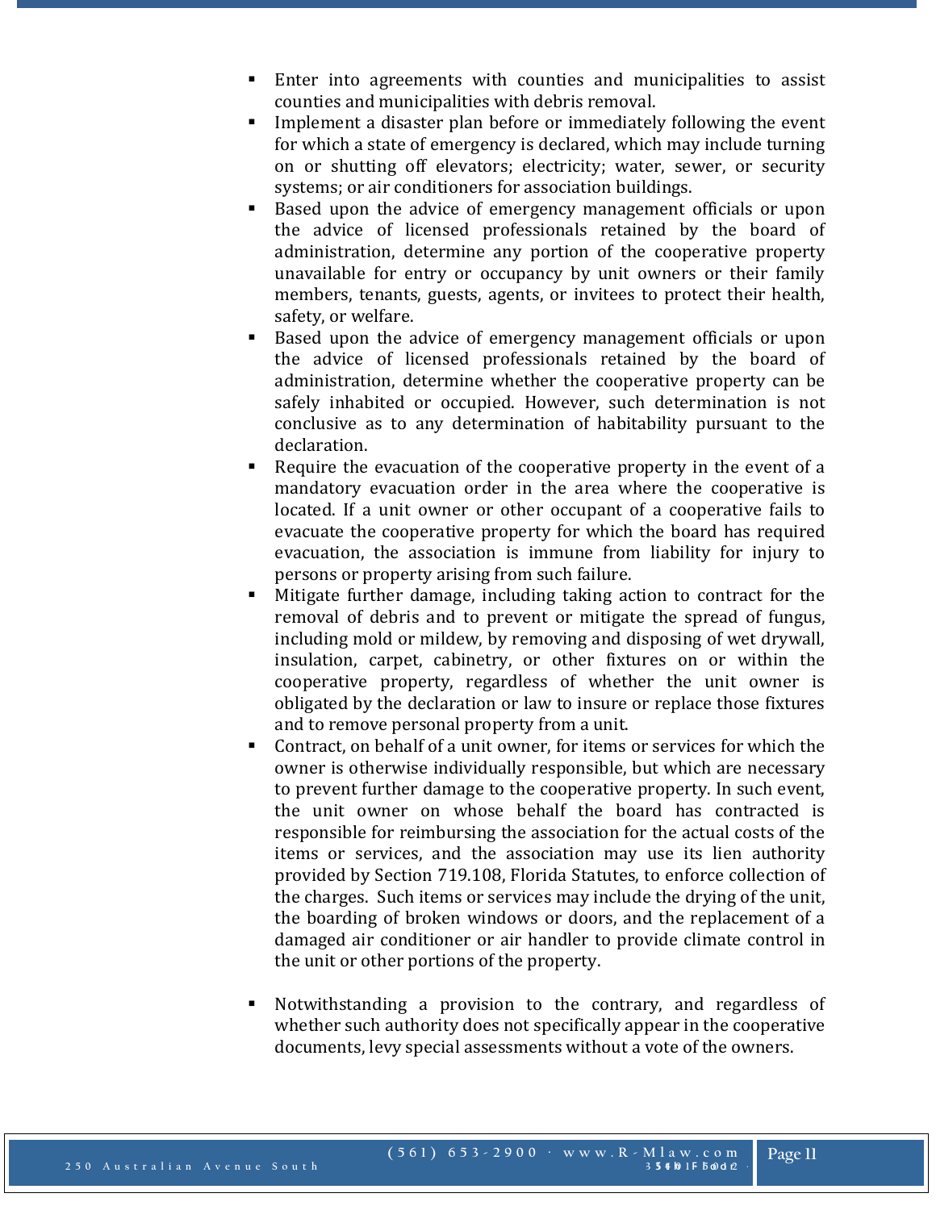- Enter into agreements with counties and municipalities to assist counties and municipalities with debris removal.
- Implement a disaster plan before or immediately following the event for which a state of emergency is declared, which may include turning on or shutting off elevators; electricity; water, sewer, or security systems; or air conditioners for association buildings.
- Based upon the advice of emergency management officials or upon the advice of licensed professionals retained by the board of administration, determine any portion of the cooperative property unavailable for entry or occupancy by unit owners or their family members, tenants, guests, agents, or invitees to protect their health, safety, or welfare.
- Based upon the advice of emergency management officials or upon the advice of licensed professionals retained by the board of administration, determine whether the cooperative property can be safely inhabited or occupied. However, such determination is not conclusive as to any determination of habitability pursuant to the declaration.
- Require the evacuation of the cooperative property in the event of a mandatory evacuation order in the area where the cooperative is located. If a unit owner or other occupant of a cooperative fails to evacuate the cooperative property for which the board has required evacuation, the association is immune from liability for injury to persons or property arising from such failure.
- Mitigate further damage, including taking action to contract for the removal of debris and to prevent or mitigate the spread of fungus, including mold or mildew, by removing and disposing of wet drywall, insulation, carpet, cabinetry, or other fixtures on or within the cooperative property, regardless of whether the unit owner is obligated by the declaration or law to insure or replace those fixtures and to remove personal property from a unit.
- Contract, on behalf of a unit owner, for items or services for which the owner is otherwise individually responsible, but which are necessary to prevent further damage to the cooperative property. In such event, the unit owner on whose behalf the board has contracted is responsible for reimbursing the association for the actual costs of the items or services, and the association may use its lien authority provided by Section 719.108, Florida Statutes, to enforce collection of the charges. Such items or services may include the drying of the unit, the boarding of broken windows or doors, and the replacement of a damaged air conditioner or air handler to provide climate control in the unit or other portions of the property.
- Notwithstanding a provision to the contrary, and regardless of whether such authority does not specifically appear in the cooperative documents, levy special assessments without a vote of the owners.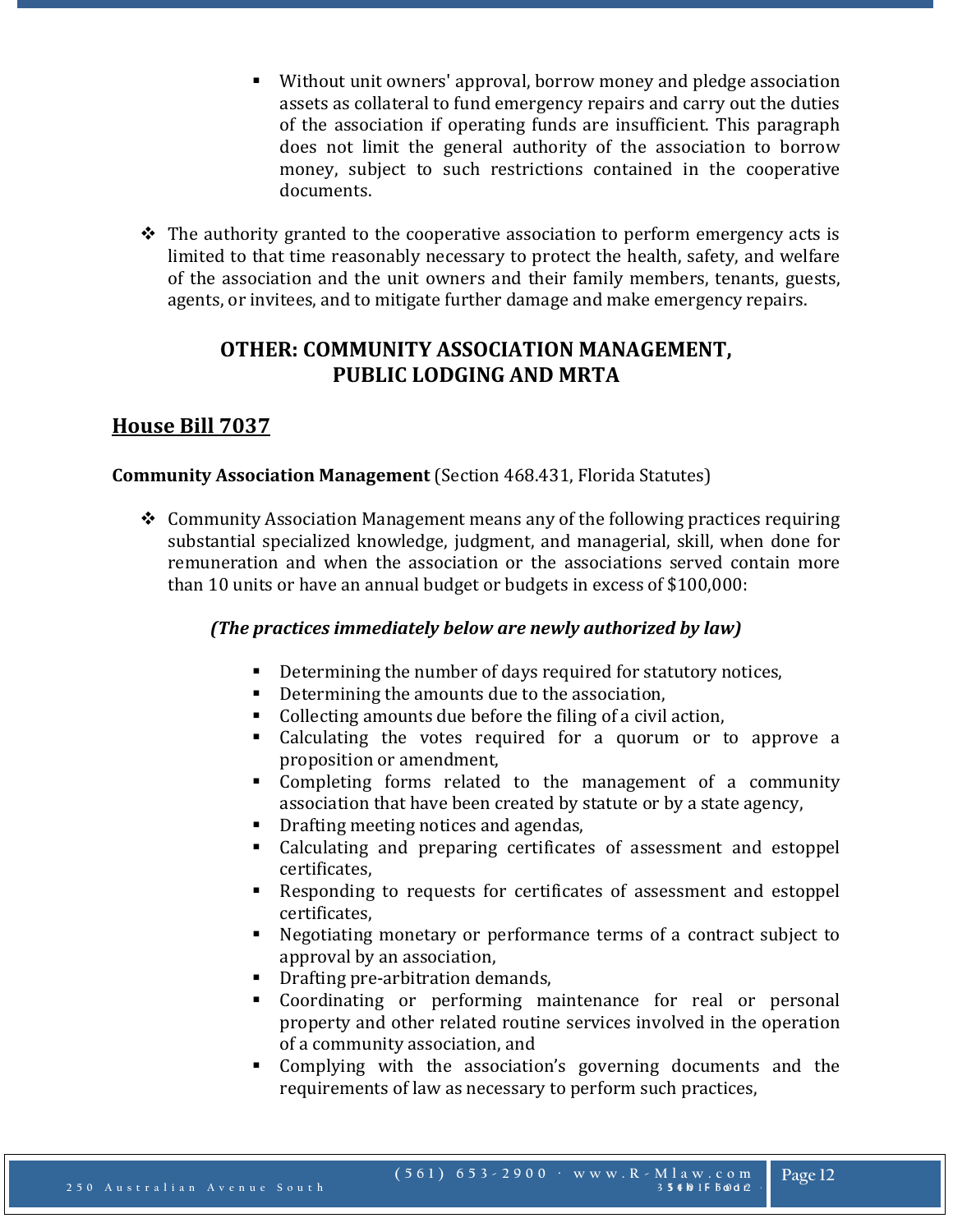- Without unit owners' approval, borrow money and pledge association assets as collateral to fund emergency repairs and carry out the duties of the association if operating funds are insufficient. This paragraph does not limit the general authority of the association to borrow money, subject to such restrictions contained in the cooperative documents.

- The authority granted to the cooperative association to perform emergency acts is limited to that time reasonably necessary to protect the health, safety, and welfare of the association and the unit owners and their family members, tenants, guests, agents, or invitees, and to mitigate further damage and make emergency repairs.

## OTHER: COMMUNITY ASSOCIATION MANAGEMENT, PUBLIC LODGING AND MRTA

### House Bill 7037

**Community Association Management** (Section 468.431, Florida Statutes)

- Community Association Management means any of the following practices requiring substantial specialized knowledge, judgment, and managerial, skill, when done for remuneration and when the association or the associations served contain more than 10 units or have an annual budget or budgets in excess of $100,000:

***(The practices immediately below are newly authorized by law)***

- Determining the number of days required for statutory notices,
- Determining the amounts due to the association,
- Collecting amounts due before the filing of a civil action,
- Calculating the votes required for a quorum or to approve a proposition or amendment,
- Completing forms related to the management of a community association that have been created by statute or by a state agency,
- Drafting meeting notices and agendas,
- Calculating and preparing certificates of assessment and estoppel certificates,
- Responding to requests for certificates of assessment and estoppel certificates,
- Negotiating monetary or performance terms of a contract subject to approval by an association,
- Drafting pre-arbitration demands,
- Coordinating or performing maintenance for real or personal property and other related routine services involved in the operation of a community association, and
- Complying with the association's governing documents and the requirements of law as necessary to perform such practices,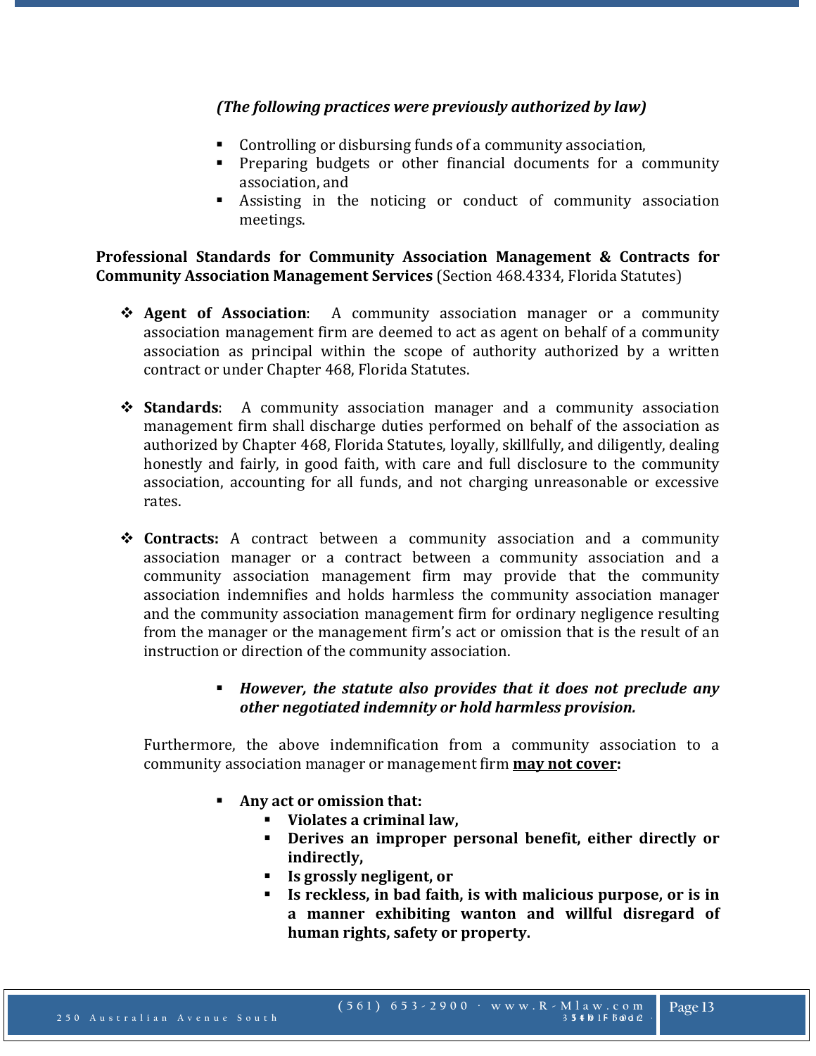*(The following practices were previously authorized by law)*

- Controlling or disbursing funds of a community association,
- Preparing budgets or other financial documents for a community association, and
- Assisting in the noticing or conduct of community association meetings.

**Professional Standards for Community Association Management & Contracts for Community Association Management Services** (Section 468.4334, Florida Statutes)

- **Agent of Association**: A community association manager or a community association management firm are deemed to act as agent on behalf of a community association as principal within the scope of authority authorized by a written contract or under Chapter 468, Florida Statutes.

- **Standards**: A community association manager and a community association management firm shall discharge duties performed on behalf of the association as authorized by Chapter 468, Florida Statutes, loyally, skillfully, and diligently, dealing honestly and fairly, in good faith, with care and full disclosure to the community association, accounting for all funds, and not charging unreasonable or excessive rates.

- **Contracts:** A contract between a community association and a community association manager or a contract between a community association and a community association management firm may provide that the community association indemnifies and holds harmless the community association manager and the community association management firm for ordinary negligence resulting from the manager or the management firm's act or omission that is the result of an instruction or direction of the community association.

  - ***However, the statute also provides that it does not preclude any other negotiated indemnity or hold harmless provision.***

Furthermore, the above indemnification from a community association to a community association manager or management firm **<u>may not cover</u>:**

- **Any act or omission that:**
  - **Violates a criminal law,**
  - **Derives an improper personal benefit, either directly or indirectly,**
  - **Is grossly negligent, or**
  - **Is reckless, in bad faith, is with malicious purpose, or is in a manner exhibiting wanton and willful disregard of human rights, safety or property.**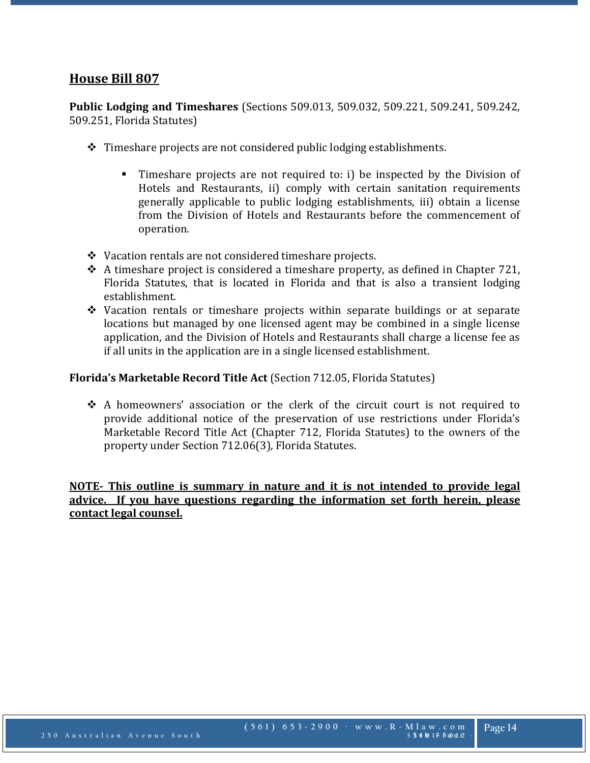## House Bill 807

**Public Lodging and Timeshares** (Sections 509.013, 509.032, 509.221, 509.241, 509.242, 509.251, Florida Statutes)

- Timeshare projects are not considered public lodging establishments.
  - Timeshare projects are not required to: i) be inspected by the Division of Hotels and Restaurants, ii) comply with certain sanitation requirements generally applicable to public lodging establishments, iii) obtain a license from the Division of Hotels and Restaurants before the commencement of operation.
- Vacation rentals are not considered timeshare projects.
- A timeshare project is considered a timeshare property, as defined in Chapter 721, Florida Statutes, that is located in Florida and that is also a transient lodging establishment.
- Vacation rentals or timeshare projects within separate buildings or at separate locations but managed by one licensed agent may be combined in a single license application, and the Division of Hotels and Restaurants shall charge a license fee as if all units in the application are in a single licensed establishment.

**Florida's Marketable Record Title Act** (Section 712.05, Florida Statutes)

- A homeowners' association or the clerk of the circuit court is not required to provide additional notice of the preservation of use restrictions under Florida's Marketable Record Title Act (Chapter 712, Florida Statutes) to the owners of the property under Section 712.06(3), Florida Statutes.

**NOTE- This outline is summary in nature and it is not intended to provide legal advice. If you have questions regarding the information set forth herein, please contact legal counsel.**